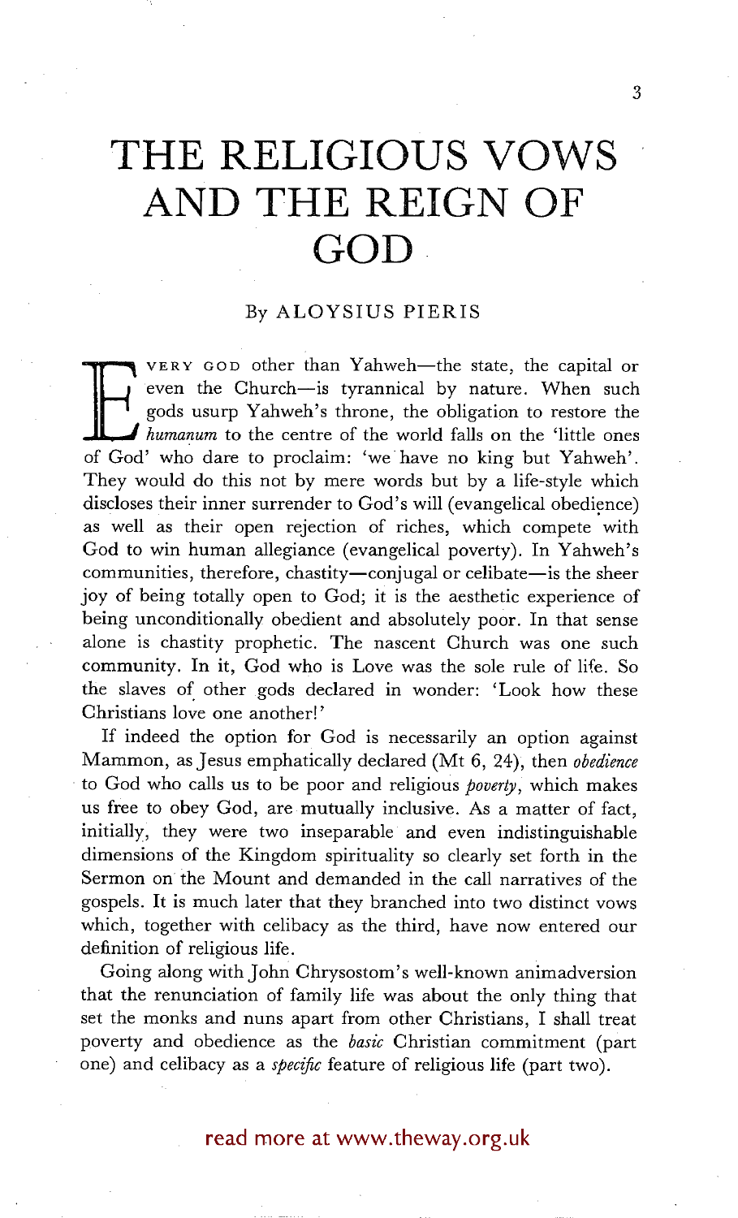# THE RELIGIOUS VOWS AND THE REIGN OF GOD

By ALOYSIUS PIERIS

EVERY GOD other than Yahweh—the state, the capital or even the Church—is tyrannical by nature. When such gods usurp Yahweh's throne, the obligation to restore the *humanum* to the centre of the world falls on the 'little ones of God' who dare to proclaim: 'we have no king but Yahweh'. They would do this not by mere words but by a life-style which discloses their inner surrender to God's will (evangelical obedience) as well as their open rejection of riches, which compete with God to win human allegiance (evangelical poverty). In Yahweh's communities, therefore, chastity—conjugal or celibate—is the sheer joy of being totally open to God; it is the aesthetic experience of being unconditionally obedient and absolutely poor. In that sense alone is chastity prophetic. The nascent Church was one such community. In it, God who is Love was the sole rule of life. So the slaves of other gods declared in wonder: 'Look how these Christians love one another!'

If indeed the option for God is necessarily an option against Mammon, as Jesus emphatically declared (Mt 6, 24), then *obedience* to God who calls us to be poor and religious *poverty*, which makes us free to obey God, are mutually inclusive. As a matter of fact, initially, they were two inseparable and even indistinguishable dimensions of the Kingdom spirituality so clearly set forth in the Sermon on the Mount and demanded in the call narratives of the gospels. It is much later that they branched into two distinct vows which, together with celibacy as the third, have now entered our definition of religious life.

Going along with John Chrysostom's well-known animadversion that the renunciation of family life was about the only thing that set the monks and nuns apart from other Christians, I shall treat poverty and obedience as the *basic* Christian commitment (part one) and celibacy as a *specific* feature of religious life (part two).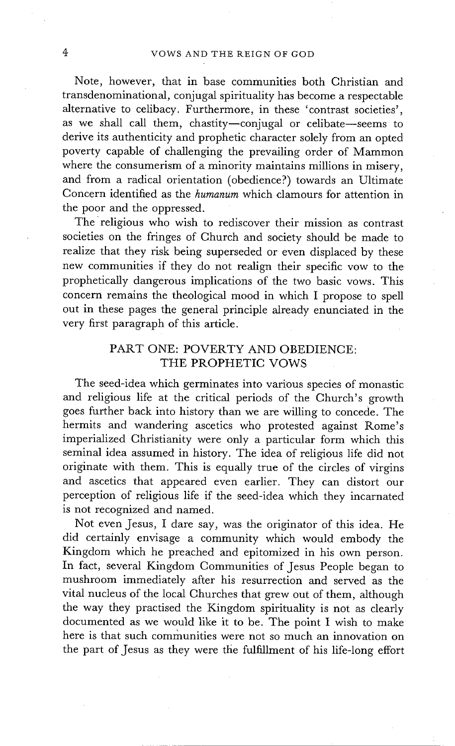Note, however, that in base communities both Christian and transdenominational, conjugal spirituality has become a respectable alternative to celibacy. Furthermore, in these 'contrast societies', as we shall call them, chastity—conjugal or celibate—seems to derive its authenticity and prophetic character solely from an opted poverty capable of challenging the prevailing order of Mammon where the consumerism of a minority maintains millions in misery, and from a radical orientation (obedience?) towards an Ultimate Concern identified as the *humanum* which clamours for attention in the poor and the oppressed.

The religious who wish to rediscover their mission as contrast societies on the fringes of Church and society should be made to realize that they risk being superseded or even displaced by these new communities if they do not realign their specific vow to the prophetically dangerous implications of the two basic vows. This concern remains the theological mood in which I propose to spell out in these pages the general principle already enunciated in the very first paragraph of this article.

## PART ONE: POVERTY AND OBEDIENCE: THE PROPHETIC VOWS

The seed-idea which germinates into various species of monastic and religious life at the critical periods of the Church's growth goes further back into history than we are willing to concede. The hermits and wandering ascetics who protested against Rome's imperialized Christianity were only a particular form which this seminal idea assumed in history. The idea of religious life did not originate with them. This is equally true of the circles of virgins and ascetics that appeared even earlier. They can distort our perception of religious life if the seed-idea which they incarnated is not recognized and named.

Not even Jesus, I dare say, was the originator of this idea. He did certainly envisage a community which would embody the Kingdom which he preached and epitomized in his own person. In fact, several Kingdom Communities of Jesus People began to mushroom immediately after his resurrection and served as the vital nucleus of the local Churches that grew out of them, although the way they practised the Kingdom spirituality is not as clearly documented as we would like it to be. The point I wish to make here is that such communities were not so much an innovation on the part of Jesus as they were the fulfillment of his life-long effort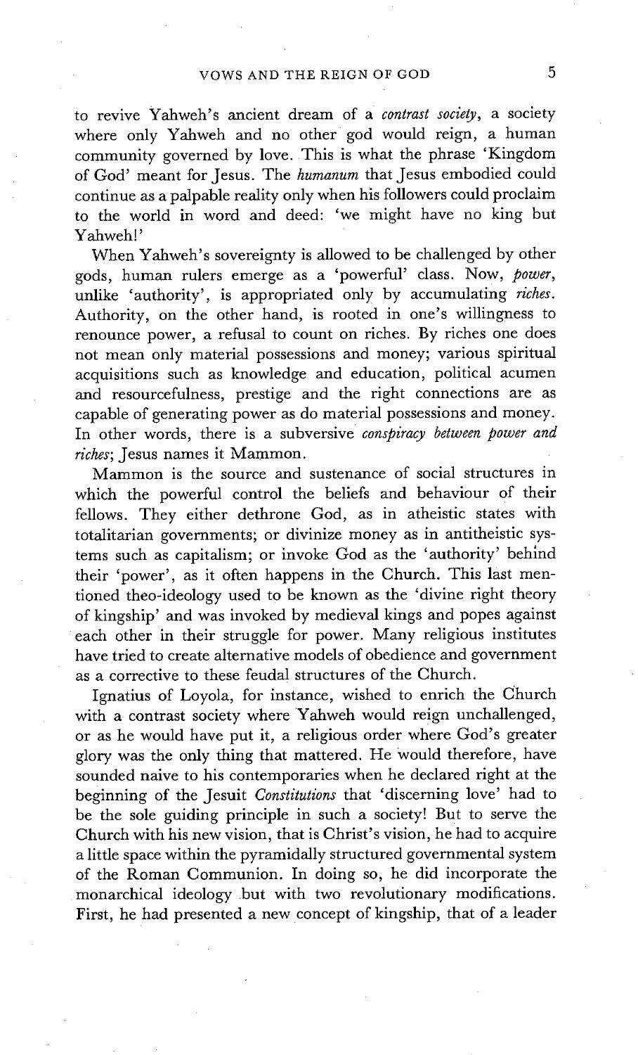to revive Yahweh's ancient dream of a *contrast society*, a society where only Yahweh and no other god would reign, a human community governed by love. This is what the phrase 'Kingdom of God' meant for Jesus. The *humanum* that Jesus embodied could continue as a palpable reality only when his followers could proclaim to the world in word and deed: 'we might have no king but Yahweh!'

When Yahweh's sovereignty is allowed to be challenged by other gods, human rulers emerge as a 'powerful' class. Now, *power*, unlike 'authority', is appropriated only by accumulating *riches*. Authority, on the other hand, is rooted in one's willingness to renounce power, a refusal to count on riches. By riches one does not mean only material possessions and money; various spiritual acquisitions such as knowledge and education, political acumen and resourcefulness, prestige and the right connections are as capable of generating power as do material possessions and money. In other words, there is a subversive *conspiracy between power and riches*; Jesus names it Mammon.

Mammon is the source and sustenance of social structures in which the powerful control the beliefs and behaviour of their fellows. They either dethrone God, as in atheistic states with totalitarian governments; or divinize money as in antitheistic systems such as capitalism; or invoke God as the 'authority' behind their 'power', as it often happens in the Church. This last mentioned theo-ideology used to be known as the 'divine right theory of kingship' and was invoked by medieval kings and popes against each other in their struggle for power. Many religious institutes have tried to create alternative models of obedience and government as a corrective to these feudal structures of the Church.

Ignatius of Loyola, for instance, wished to enrich the Church with a contrast society where Yahweh would reign unchallenged, or as he would have put it, a religious order where God's greater glory was the only thing that mattered. He would therefore, have sounded naive to his contemporaries when he declared right at the beginning of the Jesuit *Constitutions* that 'discerning love' had to be the sole guiding principle in such a society! But to serve the Church with his new vision, that is Christ's vision, he had to acquire a little space within the pyramidally structured governmental system of the Roman Communion. In doing so, he did incorporate the monarchical ideology but with two revolutionary modifications. First, he had presented a new concept of kingship, that of a leader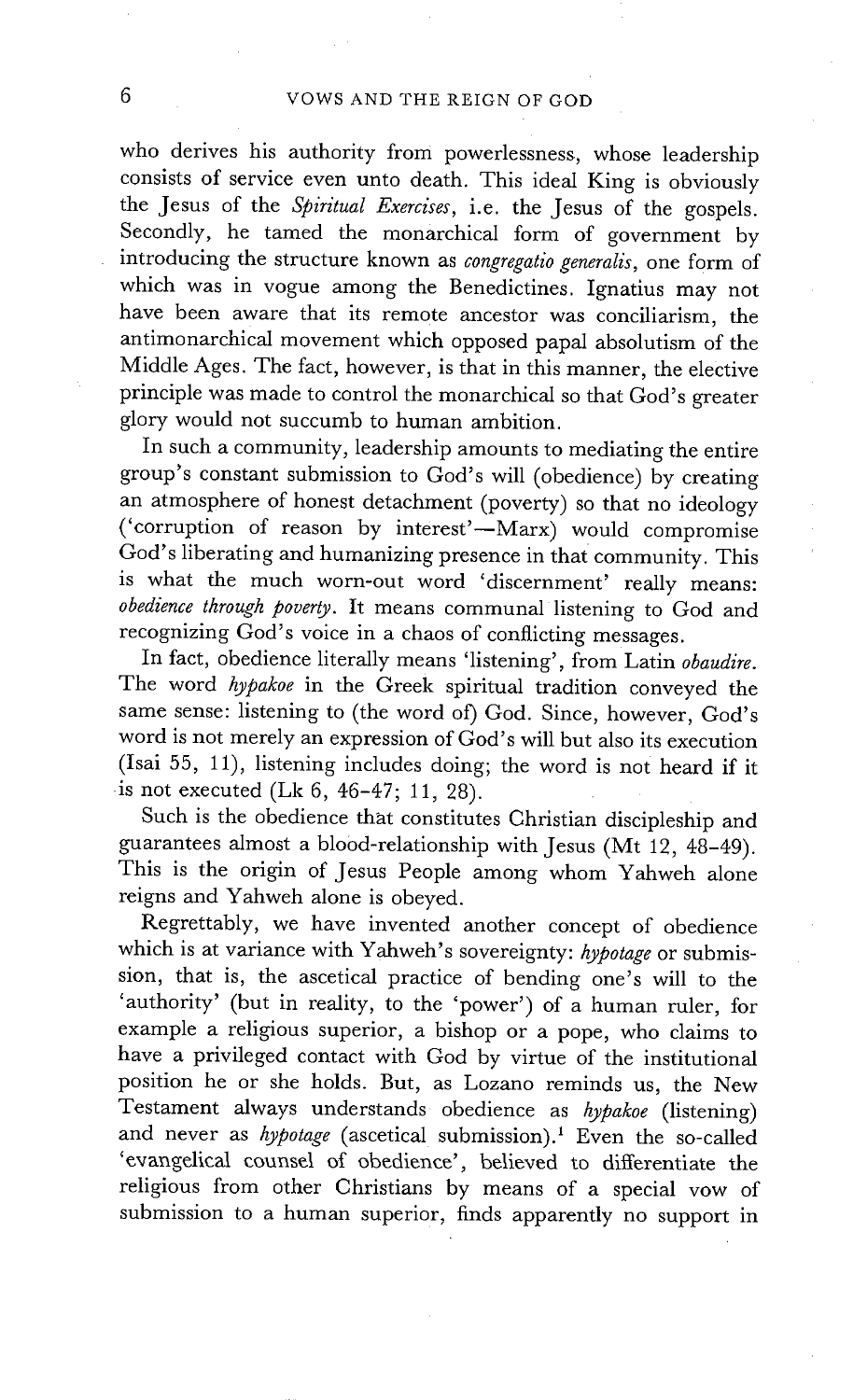who derives his authority from powerlessness, whose leadership consists of service even unto death. This ideal King is obviously the Jesus of the *Spiritual Exercises*, i.e. the Jesus of the gospels. Secondly, he tamed the monarchical form of government by introducing the structure known as *congregatio generalis*, one form of which was in vogue among the Benedictines. Ignatius may not have been aware that its remote ancestor was conciliarism, the antimonarchical movement which opposed papal absolutism of the Middle Ages. The fact, however, is that in this manner, the elective principle was made to control the monarchical so that God's greater glory would not succumb to human ambition.

In such a community, leadership amounts to mediating the entire group's constant submission to God's will (obedience) by creating an atmosphere of honest detachment (poverty) so that no ideology ('corruption of reason by interest'—Marx) would compromise God's liberating and humanizing presence in that community. This is what the much worn-out word 'discernment' really means: *obedience through poverty*. It means communal listening to God and recognizing God's voice in a chaos of conflicting messages.

In fact, obedience literally means 'listening', from Latin *obaudire*. The word *hypakoe* in the Greek spiritual tradition conveyed the same sense: listening to (the word of) God. Since, however, God's word is not merely an expression of God's will but also its execution (Isai 55, 11), listening includes doing; the word is not heard if it is not executed (Lk 6, 46–47; 11, 28).

Such is the obedience that constitutes Christian discipleship and guarantees almost a blood-relationship with Jesus (Mt 12, 48–49). This is the origin of Jesus People among whom Yahweh alone reigns and Yahweh alone is obeyed.

Regrettably, we have invented another concept of obedience which is at variance with Yahweh's sovereignty: *hypotage* or submission, that is, the ascetical practice of bending one's will to the 'authority' (but in reality, to the 'power') of a human ruler, for example a religious superior, a bishop or a pope, who claims to have a privileged contact with God by virtue of the institutional position he or she holds. But, as Lozano reminds us, the New Testament always understands obedience as *hypakoe* (listening) and never as *hypotage* (ascetical submission).[1] Even the so-called 'evangelical counsel of obedience', believed to differentiate the religious from other Christians by means of a special vow of submission to a human superior, finds apparently no support in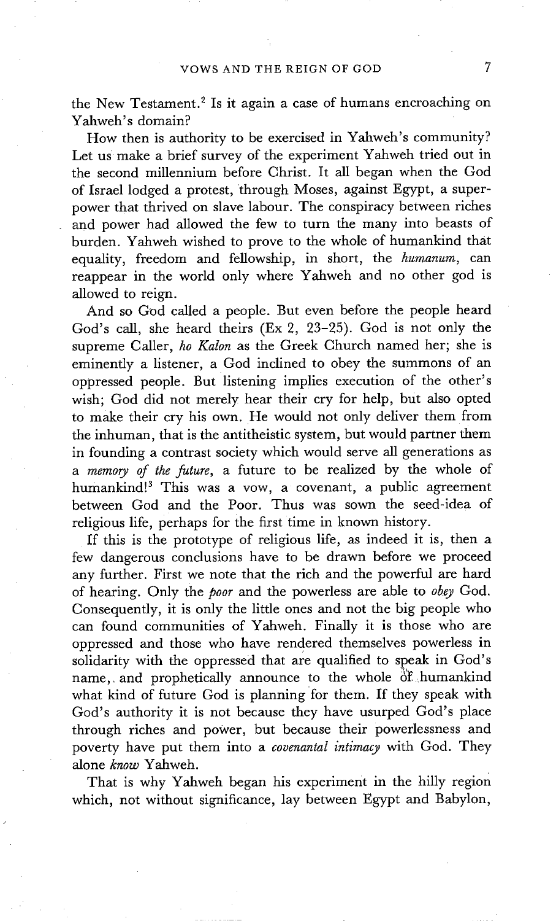the New Testament.[2] Is it again a case of humans encroaching on Yahweh's domain?

How then is authority to be exercised in Yahweh's community? Let us make a brief survey of the experiment Yahweh tried out in the second millennium before Christ. It all began when the God of Israel lodged a protest, through Moses, against Egypt, a superpower that thrived on slave labour. The conspiracy between riches and power had allowed the few to turn the many into beasts of burden. Yahweh wished to prove to the whole of humankind that equality, freedom and fellowship, in short, the *humanum*, can reappear in the world only where Yahweh and no other god is allowed to reign.

And so God called a people. But even before the people heard God's call, she heard theirs (Ex 2, 23–25). God is not only the supreme Caller, *ho Kalon* as the Greek Church named her; she is eminently a listener, a God inclined to obey the summons of an oppressed people. But listening implies execution of the other's wish; God did not merely hear their cry for help, but also opted to make their cry his own. He would not only deliver them from the inhuman, that is the antitheistic system, but would partner them in founding a contrast society which would serve all generations as a *memory of the future*, a future to be realized by the whole of humankind![3] This was a vow, a covenant, a public agreement between God and the Poor. Thus was sown the seed-idea of religious life, perhaps for the first time in known history.

If this is the prototype of religious life, as indeed it is, then a few dangerous conclusions have to be drawn before we proceed any further. First we note that the rich and the powerful are hard of hearing. Only the *poor* and the powerless are able to *obey* God. Consequently, it is only the little ones and not the big people who can found communities of Yahweh. Finally it is those who are oppressed and those who have rendered themselves powerless in solidarity with the oppressed that are qualified to speak in God's name, and prophetically announce to the whole of humankind what kind of future God is planning for them. If they speak with God's authority it is not because they have usurped God's place through riches and power, but because their powerlessness and poverty have put them into a *covenantal intimacy* with God. They alone *know* Yahweh.

That is why Yahweh began his experiment in the hilly region which, not without significance, lay between Egypt and Babylon,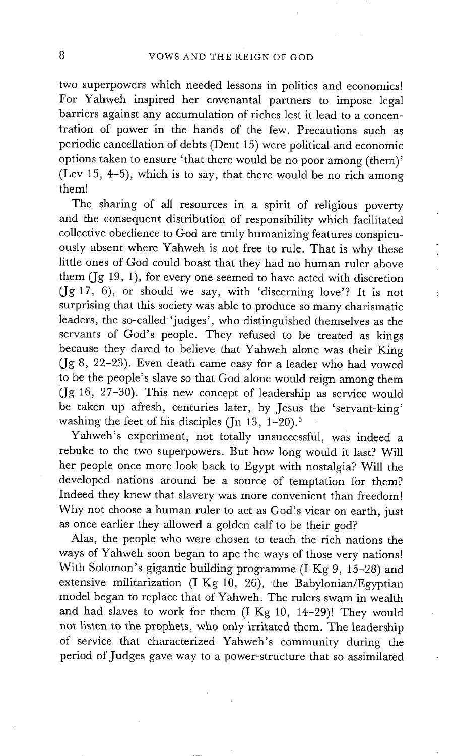two superpowers which needed lessons in politics and economics! For Yahweh inspired her covenantal partners to impose legal barriers against any accumulation of riches lest it lead to a concentration of power in the hands of the few. Precautions such as periodic cancellation of debts (Deut 15) were political and economic options taken to ensure 'that there would be no poor among (them)' (Lev 15, 4–5), which is to say, that there would be no rich among them!

The sharing of all resources in a spirit of religious poverty and the consequent distribution of responsibility which facilitated collective obedience to God are truly humanizing features conspicuously absent where Yahweh is not free to rule. That is why these little ones of God could boast that they had no human ruler above them (Jg 19, 1), for every one seemed to have acted with discretion (Jg 17, 6), or should we say, with 'discerning love'? It is not surprising that this society was able to produce so many charismatic leaders, the so-called 'judges', who distinguished themselves as the servants of God's people. They refused to be treated as kings because they dared to believe that Yahweh alone was their King (Jg 8, 22–23). Even death came easy for a leader who had vowed to be the people's slave so that God alone would reign among them (Jg 16, 27–30). This new concept of leadership as service would be taken up afresh, centuries later, by Jesus the 'servant-king' washing the feet of his disciples (Jn 13, 1–20).[5]

Yahweh's experiment, not totally unsuccessful, was indeed a rebuke to the two superpowers. But how long would it last? Will her people once more look back to Egypt with nostalgia? Will the developed nations around be a source of temptation for them? Indeed they knew that slavery was more convenient than freedom! Why not choose a human ruler to act as God's vicar on earth, just as once earlier they allowed a golden calf to be their god?

Alas, the people who were chosen to teach the rich nations the ways of Yahweh soon began to ape the ways of those very nations! With Solomon's gigantic building programme (I Kg 9, 15–28) and extensive militarization (I Kg 10, 26), the Babylonian/Egyptian model began to replace that of Yahweh. The rulers swam in wealth and had slaves to work for them (I Kg 10, 14–29)! They would not listen to the prophets, who only irritated them. The leadership of service that characterized Yahweh's community during the period of Judges gave way to a power-structure that so assimilated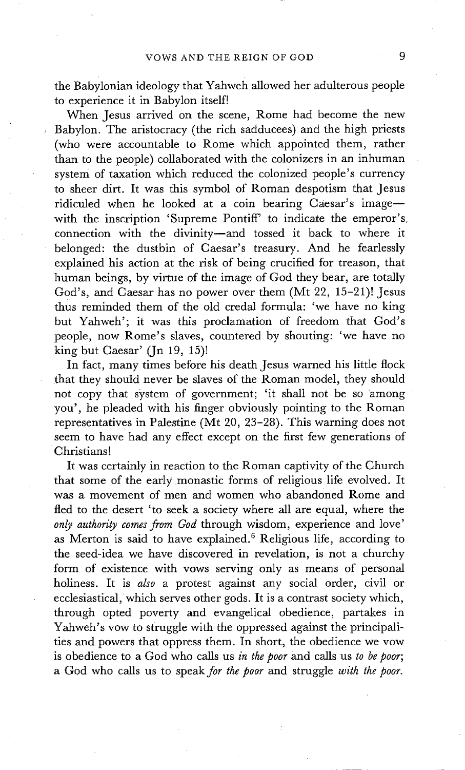the Babylonian ideology that Yahweh allowed her adulterous people to experience it in Babylon itself!

When Jesus arrived on the scene, Rome had become the new Babylon. The aristocracy (the rich sadducees) and the high priests (who were accountable to Rome which appointed them, rather than to the people) collaborated with the colonizers in an inhuman system of taxation which reduced the colonized people's currency to sheer dirt. It was this symbol of Roman despotism that Jesus ridiculed when he looked at a coin bearing Caesar's image—with the inscription 'Supreme Pontiff' to indicate the emperor's connection with the divinity—and tossed it back to where it belonged: the dustbin of Caesar's treasury. And he fearlessly explained his action at the risk of being crucified for treason, that human beings, by virtue of the image of God they bear, are totally God's, and Caesar has no power over them (Mt 22, 15–21)! Jesus thus reminded them of the old credal formula: 'we have no king but Yahweh'; it was this proclamation of freedom that God's people, now Rome's slaves, countered by shouting: 'we have no king but Caesar' (Jn 19, 15)!

In fact, many times before his death Jesus warned his little flock that they should never be slaves of the Roman model, they should not copy that system of government; 'it shall not be so among you', he pleaded with his finger obviously pointing to the Roman representatives in Palestine (Mt 20, 23–28). This warning does not seem to have had any effect except on the first few generations of Christians!

It was certainly in reaction to the Roman captivity of the Church that some of the early monastic forms of religious life evolved. It was a movement of men and women who abandoned Rome and fled to the desert 'to seek a society where all are equal, where the *only authority comes from God* through wisdom, experience and love' as Merton is said to have explained.[6] Religious life, according to the seed-idea we have discovered in revelation, is not a churchy form of existence with vows serving only as means of personal holiness. It is *also* a protest against any social order, civil or ecclesiastical, which serves other gods. It is a contrast society which, through opted poverty and evangelical obedience, partakes in Yahweh's vow to struggle with the oppressed against the principalities and powers that oppress them. In short, the obedience we vow is obedience to a God who calls us *in the poor* and calls us *to be poor*; a God who calls us to speak *for the poor* and struggle *with the poor*.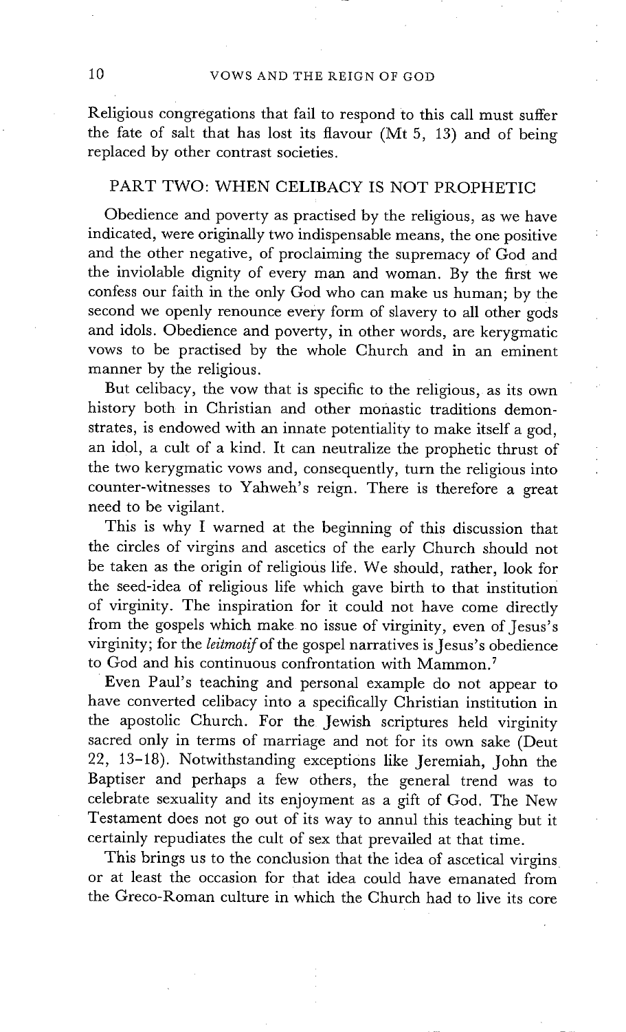Religious congregations that fail to respond to this call must suffer the fate of salt that has lost its flavour (Mt 5, 13) and of being replaced by other contrast societies.

## PART TWO: WHEN CELIBACY IS NOT PROPHETIC

Obedience and poverty as practised by the religious, as we have indicated, were originally two indispensable means, the one positive and the other negative, of proclaiming the supremacy of God and the inviolable dignity of every man and woman. By the first we confess our faith in the only God who can make us human; by the second we openly renounce every form of slavery to all other gods and idols. Obedience and poverty, in other words, are kerygmatic vows to be practised by the whole Church and in an eminent manner by the religious.

But celibacy, the vow that is specific to the religious, as its own history both in Christian and other monastic traditions demonstrates, is endowed with an innate potentiality to make itself a god, an idol, a cult of a kind. It can neutralize the prophetic thrust of the two kerygmatic vows and, consequently, turn the religious into counter-witnesses to Yahweh's reign. There is therefore a great need to be vigilant.

This is why I warned at the beginning of this discussion that the circles of virgins and ascetics of the early Church should not be taken as the origin of religious life. We should, rather, look for the seed-idea of religious life which gave birth to that institution of virginity. The inspiration for it could not have come directly from the gospels which make no issue of virginity, even of Jesus's virginity; for the *leitmotif* of the gospel narratives is Jesus's obedience to God and his continuous confrontation with Mammon.[7]

Even Paul's teaching and personal example do not appear to have converted celibacy into a specifically Christian institution in the apostolic Church. For the Jewish scriptures held virginity sacred only in terms of marriage and not for its own sake (Deut 22, 13–18). Notwithstanding exceptions like Jeremiah, John the Baptiser and perhaps a few others, the general trend was to celebrate sexuality and its enjoyment as a gift of God. The New Testament does not go out of its way to annul this teaching but it certainly repudiates the cult of sex that prevailed at that time.

This brings us to the conclusion that the idea of ascetical virgins or at least the occasion for that idea could have emanated from the Greco-Roman culture in which the Church had to live its core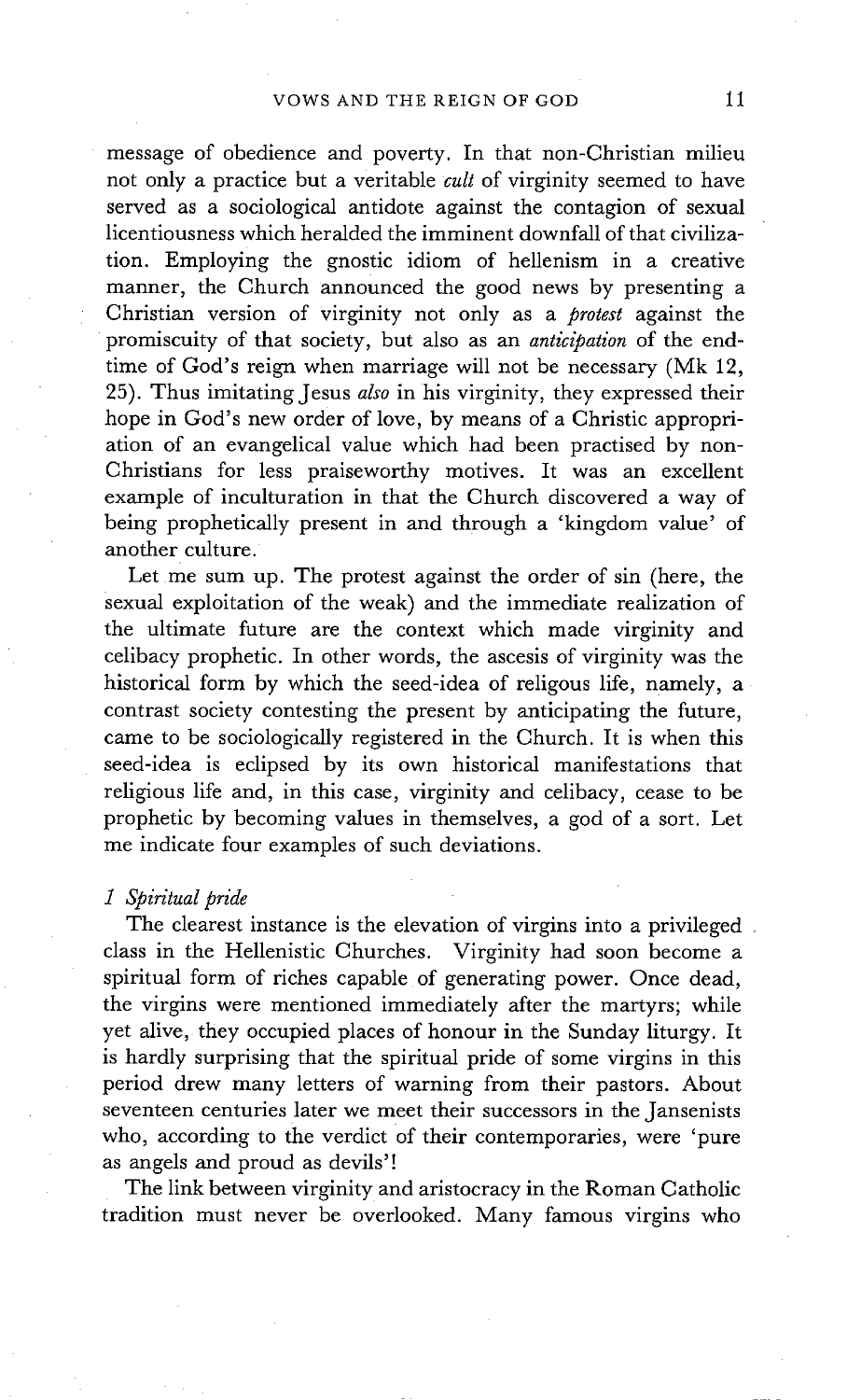message of obedience and poverty. In that non-Christian milieu not only a practice but a veritable *cult* of virginity seemed to have served as a sociological antidote against the contagion of sexual licentiousness which heralded the imminent downfall of that civilization. Employing the gnostic idiom of hellenism in a creative manner, the Church announced the good news by presenting a Christian version of virginity not only as a *protest* against the promiscuity of that society, but also as an *anticipation* of the end-time of God's reign when marriage will not be necessary (Mk 12, 25). Thus imitating Jesus *also* in his virginity, they expressed their hope in God's new order of love, by means of a Christic appropriation of an evangelical value which had been practised by non-Christians for less praiseworthy motives. It was an excellent example of inculturation in that the Church discovered a way of being prophetically present in and through a 'kingdom value' of another culture.

Let me sum up. The protest against the order of sin (here, the sexual exploitation of the weak) and the immediate realization of the ultimate future are the context which made virginity and celibacy prophetic. In other words, the ascesis of virginity was the historical form by which the seed-idea of religous life, namely, a contrast society contesting the present by anticipating the future, came to be sociologically registered in the Church. It is when this seed-idea is eclipsed by its own historical manifestations that religious life and, in this case, virginity and celibacy, cease to be prophetic by becoming values in themselves, a god of a sort. Let me indicate four examples of such deviations.

### *1 Spiritual pride*

The clearest instance is the elevation of virgins into a privileged class in the Hellenistic Churches. Virginity had soon become a spiritual form of riches capable of generating power. Once dead, the virgins were mentioned immediately after the martyrs; while yet alive, they occupied places of honour in the Sunday liturgy. It is hardly surprising that the spiritual pride of some virgins in this period drew many letters of warning from their pastors. About seventeen centuries later we meet their successors in the Jansenists who, according to the verdict of their contemporaries, were 'pure as angels and proud as devils'!

The link between virginity and aristocracy in the Roman Catholic tradition must never be overlooked. Many famous virgins who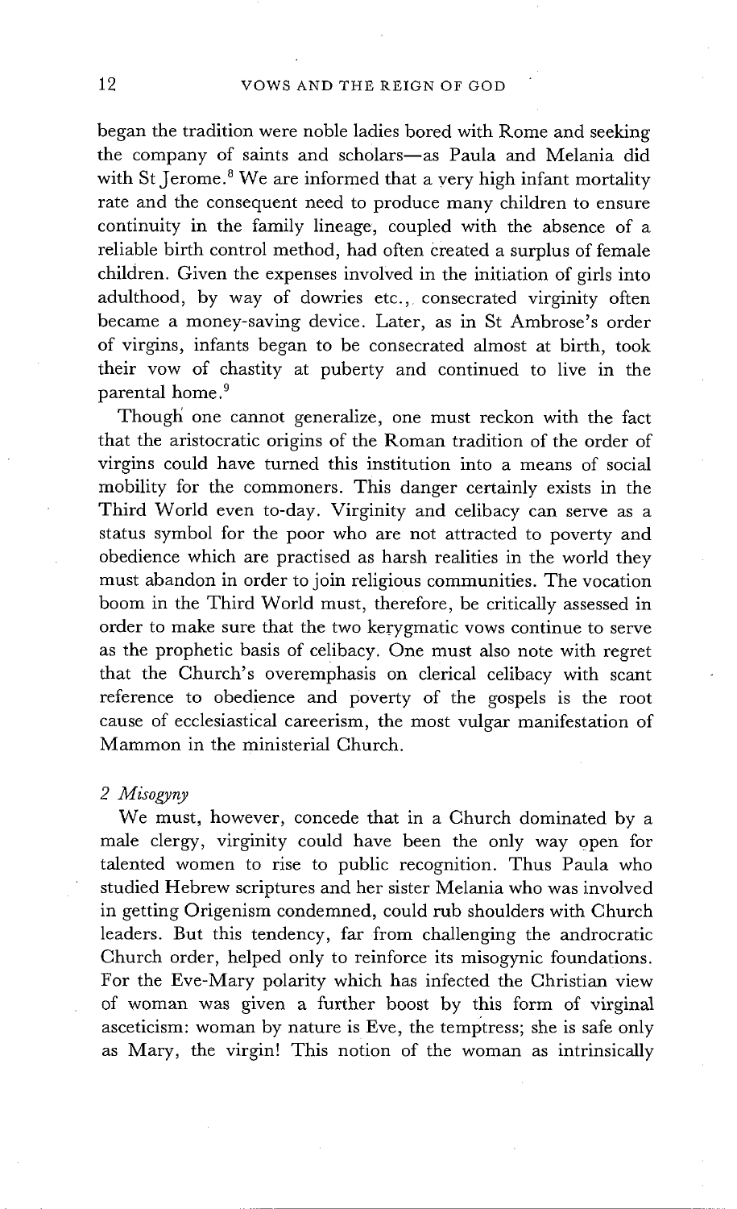began the tradition were noble ladies bored with Rome and seeking the company of saints and scholars—as Paula and Melania did with St Jerome.[8] We are informed that a very high infant mortality rate and the consequent need to produce many children to ensure continuity in the family lineage, coupled with the absence of a reliable birth control method, had often created a surplus of female children. Given the expenses involved in the initiation of girls into adulthood, by way of dowries etc., consecrated virginity often became a money-saving device. Later, as in St Ambrose's order of virgins, infants began to be consecrated almost at birth, took their vow of chastity at puberty and continued to live in the parental home.[9]

Though one cannot generalize, one must reckon with the fact that the aristocratic origins of the Roman tradition of the order of virgins could have turned this institution into a means of social mobility for the commoners. This danger certainly exists in the Third World even to-day. Virginity and celibacy can serve as a status symbol for the poor who are not attracted to poverty and obedience which are practised as harsh realities in the world they must abandon in order to join religious communities. The vocation boom in the Third World must, therefore, be critically assessed in order to make sure that the two kerygmatic vows continue to serve as the prophetic basis of celibacy. One must also note with regret that the Church's overemphasis on clerical celibacy with scant reference to obedience and poverty of the gospels is the root cause of ecclesiastical careerism, the most vulgar manifestation of Mammon in the ministerial Church.

*2 Misogyny*

We must, however, concede that in a Church dominated by a male clergy, virginity could have been the only way open for talented women to rise to public recognition. Thus Paula who studied Hebrew scriptures and her sister Melania who was involved in getting Origenism condemned, could rub shoulders with Church leaders. But this tendency, far from challenging the androcratic Church order, helped only to reinforce its misogynic foundations. For the Eve-Mary polarity which has infected the Christian view of woman was given a further boost by this form of virginal asceticism: woman by nature is Eve, the temptress; she is safe only as Mary, the virgin! This notion of the woman as intrinsically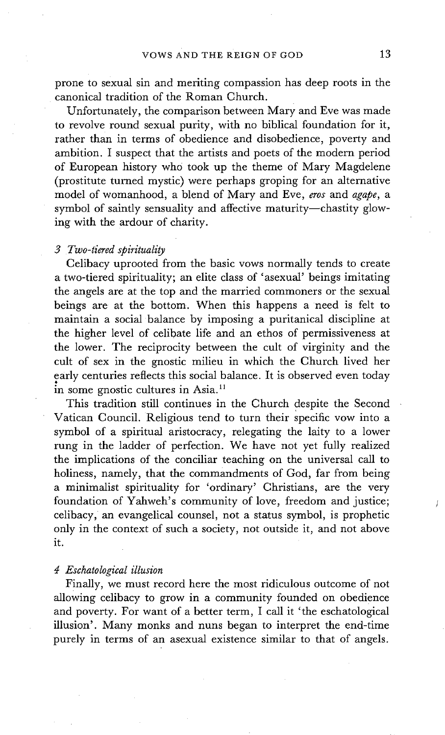prone to sexual sin and meriting compassion has deep roots in the canonical tradition of the Roman Church.

Unfortunately, the comparison between Mary and Eve was made to revolve round sexual purity, with no biblical foundation for it, rather than in terms of obedience and disobedience, poverty and ambition. I suspect that the artists and poets of the modern period of European history who took up the theme of Mary Magdelene (prostitute turned mystic) were perhaps groping for an alternative model of womanhood, a blend of Mary and Eve, *eros* and *agape*, a symbol of saintly sensuality and affective maturity—chastity glowing with the ardour of charity.

### *3 Two-tiered spirituality*

Celibacy uprooted from the basic vows normally tends to create a two-tiered spirituality; an elite class of 'asexual' beings imitating the angels are at the top and the married commoners or the sexual beings are at the bottom. When this happens a need is felt to maintain a social balance by imposing a puritanical discipline at the higher level of celibate life and an ethos of permissiveness at the lower. The reciprocity between the cult of virginity and the cult of sex in the gnostic milieu in which the Church lived her early centuries reflects this social balance. It is observed even today in some gnostic cultures in Asia.[11]

This tradition still continues in the Church despite the Second Vatican Council. Religious tend to turn their specific vow into a symbol of a spiritual aristocracy, relegating the laity to a lower rung in the ladder of perfection. We have not yet fully realized the implications of the conciliar teaching on the universal call to holiness, namely, that the commandments of God, far from being a minimalist spirituality for 'ordinary' Christians, are the very foundation of Yahweh's community of love, freedom and justice; celibacy, an evangelical counsel, not a status symbol, is prophetic only in the context of such a society, not outside it, and not above it.

### *4 Eschatological illusion*

Finally, we must record here the most ridiculous outcome of not allowing celibacy to grow in a community founded on obedience and poverty. For want of a better term, I call it 'the eschatological illusion'. Many monks and nuns began to interpret the end-time purely in terms of an asexual existence similar to that of angels.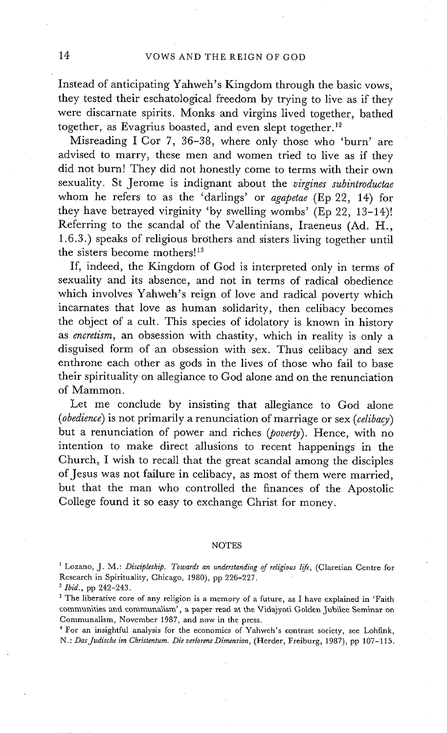Instead of anticipating Yahweh's Kingdom through the basic vows, they tested their eschatological freedom by trying to live as if they were discarnate spirits. Monks and virgins lived together, bathed together, as Evagrius boasted, and even slept together.[12]

Misreading I Cor 7, 36–38, where only those who 'burn' are advised to marry, these men and women tried to live as if they did not burn! They did not honestly come to terms with their own sexuality. St Jerome is indignant about the *virgines subintroductae* whom he refers to as the 'darlings' or *agapetae* (Ep 22, 14) for they have betrayed virginity 'by swelling wombs' (Ep 22, 13–14)! Referring to the scandal of the Valentinians, Iraeneus (Ad. H., 1.6.3.) speaks of religious brothers and sisters living together until the sisters become mothers![13]

If, indeed, the Kingdom of God is interpreted only in terms of sexuality and its absence, and not in terms of radical obedience which involves Yahweh's reign of love and radical poverty which incarnates that love as human solidarity, then celibacy becomes the object of a cult. This species of idolatory is known in history as *encretism*, an obsession with chastity, which in reality is only a disguised form of an obsession with sex. Thus celibacy and sex enthrone each other as gods in the lives of those who fail to base their spirituality on allegiance to God alone and on the renunciation of Mammon.

Let me conclude by insisting that allegiance to God alone (*obedience*) is not primarily a renunciation of marriage or sex (*celibacy*) but a renunciation of power and riches (*poverty*). Hence, with no intention to make direct allusions to recent happenings in the Church, I wish to recall that the great scandal among the disciples of Jesus was not failure in celibacy, as most of them were married, but that the man who controlled the finances of the Apostolic College found it so easy to exchange Christ for money.

## NOTES

[1] Lozano, J. M.: *Discipleship. Towards an understanding of religious life*, (Claretian Centre for Research in Spirituality, Chicago, 1980), pp 226–227.

[2] *Ibid.*, pp 242–243.

[3] The liberative core of any religion is a memory of a future, as I have explained in 'Faith communities and communalism', a paper read at the Vidajyoti Golden Jubilee Seminar on Communalism, November 1987, and now in the press.

[4] For an insightful analysis for the economics of Yahweh's contrast society, see Lohfink, N.: *Das Judische im Christentum. Die verlorene Dimension*, (Herder, Freiburg, 1987), pp 107–115.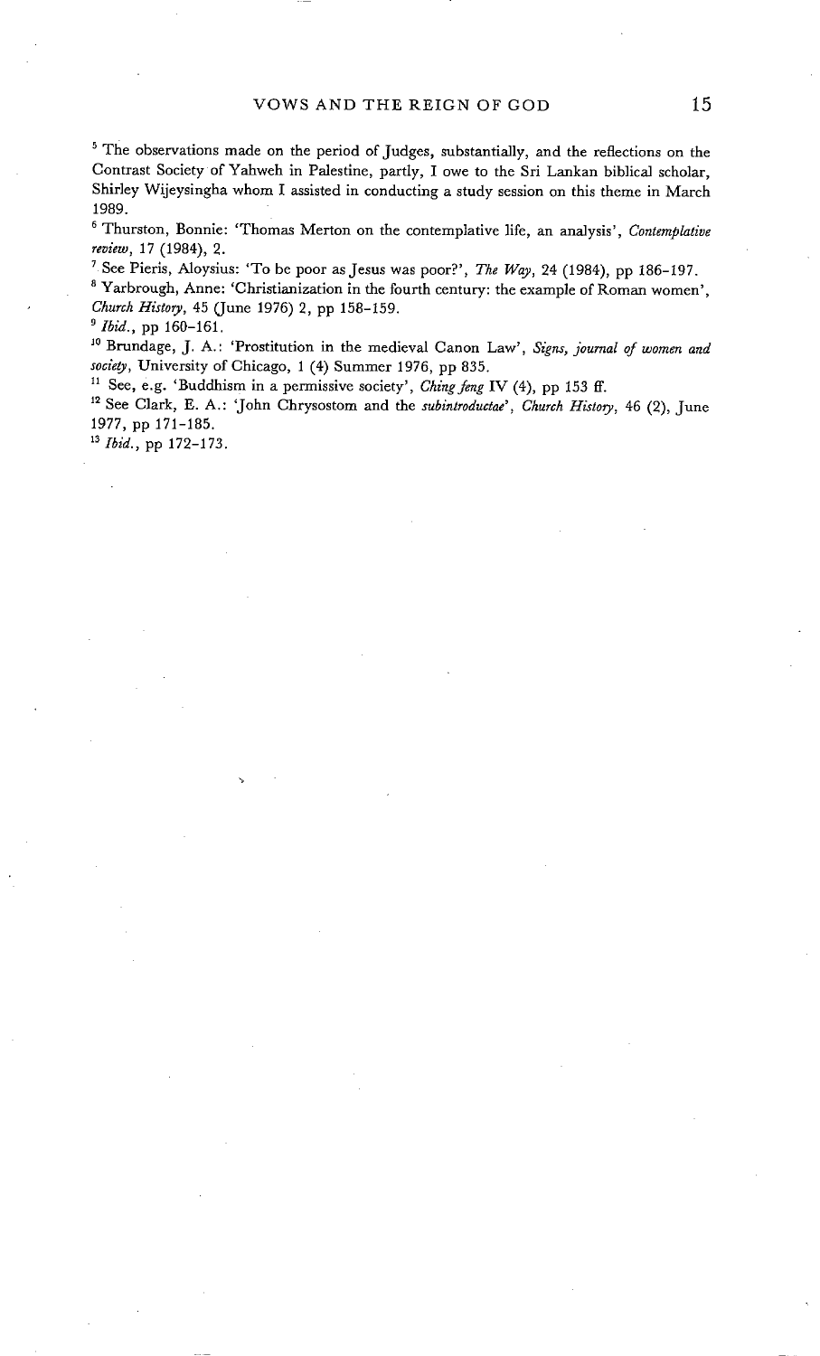[5] The observations made on the period of Judges, substantially, and the reflections on the Contrast Society of Yahweh in Palestine, partly, I owe to the Sri Lankan biblical scholar, Shirley Wijeysingha whom I assisted in conducting a study session on this theme in March 1989.

[6] Thurston, Bonnie: 'Thomas Merton on the contemplative life, an analysis', *Contemplative review*, 17 (1984), 2.

[7] See Pieris, Aloysius: 'To be poor as Jesus was poor?', *The Way*, 24 (1984), pp 186–197.

[8] Yarbrough, Anne: 'Christianization in the fourth century: the example of Roman women', *Church History*, 45 (June 1976) 2, pp 158–159.

[9] *Ibid.*, pp 160–161.

[10] Brundage, J. A.: 'Prostitution in the medieval Canon Law', *Signs, journal of women and society*, University of Chicago, 1 (4) Summer 1976, pp 835.

[11] See, e.g. 'Buddhism in a permissive society', *Ching feng* IV (4), pp 153 ff.

[12] See Clark, E. A.: 'John Chrysostom and the *subintroductae*', *Church History*, 46 (2), June 1977, pp 171–185.

[13] *Ibid.*, pp 172–173.